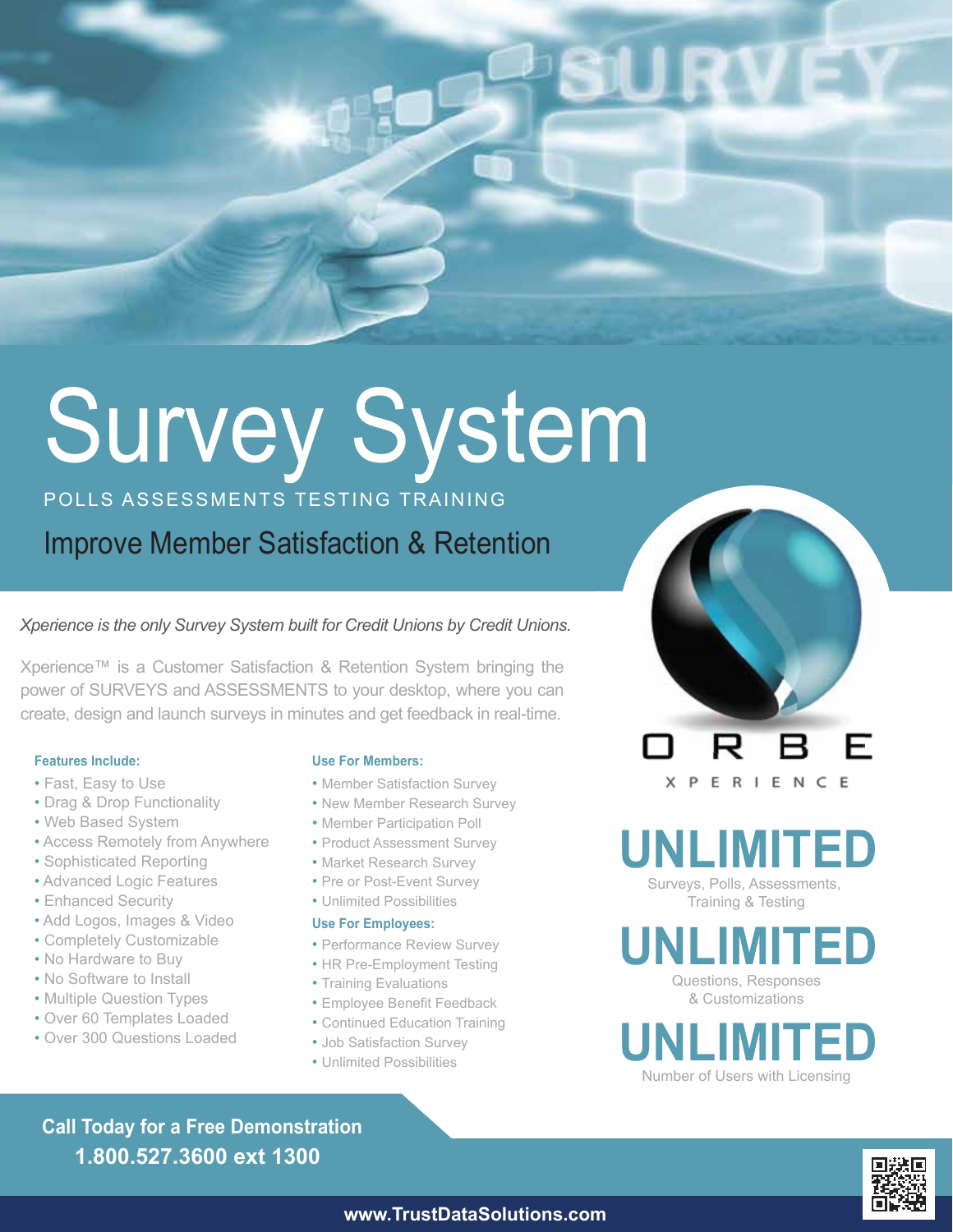# Survey System

POLLS ASSESSMENTS TESTING TRAINING

## Improve Member Satisfaction & Retention

*Xperience is the only Survey System built for Credit Unions by Credit Unions.*

Xperience™ is a Customer Satisfaction & Retention System bringing the power of SURVEYS and ASSESSMENTS to your desktop, where you can create, design and launch surveys in minutes and get feedback in real-time.

**Features Include:**

- Fast, Easy to Use
- Drag & Drop Functionality
- Web Based System
- Access Remotely from Anywhere
- Sophisticated Reporting
- Advanced Logic Features
- Enhanced Security
- Add Logos, Images & Video
- Completely Customizable
- No Hardware to Buy
- No Software to Install
- Multiple Question Types
- Over 60 Templates Loaded
- Over 300 Questions Loaded

**Use For Members:**

- Member Satisfaction Survey
- New Member Research Survey
- Member Participation Poll
- Product Assessment Survey
- Market Research Survey
- Pre or Post-Event Survey
- Unlimited Possibilities

**Use For Employees:**

- Performance Review Survey
- HR Pre-Employment Testing
- Training Evaluations
- Employee Benefit Feedback
- Continued Education Training
- Job Satisfaction Survey
- Unlimited Possibilities

ORBE XPERIENCE

**UNLIMITED**
Surveys, Polls, Assessments, Training & Testing

**UNLIMITED**
Questions, Responses & Customizations

**UNLIMITED**
Number of Users with Licensing

**Call Today for a Free Demonstration**
**1.800.527.3600 ext 1300**

**www.TrustDataSolutions.com**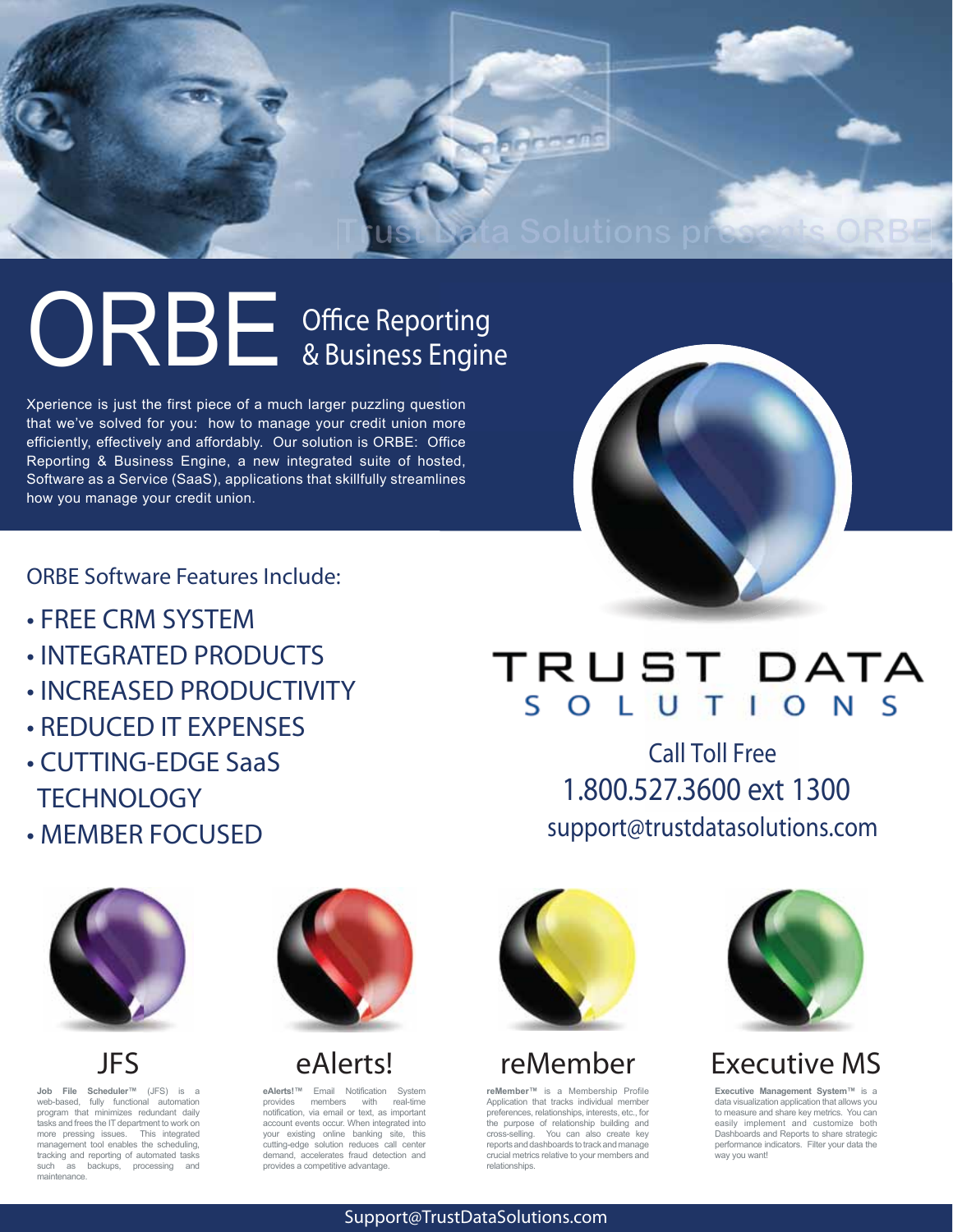Trust Data Solutions presents ORBE

# ORBE Office Reporting & Business Engine

Xperience is just the first piece of a much larger puzzling question that we've solved for you: how to manage your credit union more efficiently, effectively and affordably. Our solution is ORBE: Office Reporting & Business Engine, a new integrated suite of hosted, Software as a Service (SaaS), applications that skillfully streamlines how you manage your credit union.

## ORBE Software Features Include:

- FREE CRM SYSTEM
- INTEGRATED PRODUCTS
- INCREASED PRODUCTIVITY
- REDUCED IT EXPENSES
- CUTTING-EDGE SaaS TECHNOLOGY
- MEMBER FOCUSED

**TRUST DATA SOLUTIONS**

Call Toll Free
1.800.527.3600 ext 1300
support@trustdatasolutions.com

## JFS

**Job File Scheduler™** (JFS) is a web-based, fully functional automation program that minimizes redundant daily tasks and frees the IT department to work on more pressing issues. This integrated management tool enables the scheduling, tracking and reporting of automated tasks such as backups, processing and maintenance.

## eAlerts!

**eAlerts!™** Email Notification System provides members with real-time notification, via email or text, as important account events occur. When integrated into your existing online banking site, this cutting-edge solution reduces call center demand, accelerates fraud detection and provides a competitive advantage.

## reMember

**reMember™** is a Membership Profile Application that tracks individual member preferences, relationships, interests, etc., for the purpose of relationship building and cross-selling. You can also create key reports and dashboards to track and manage crucial metrics relative to your members and relationships.

## Executive MS

**Executive Management System™** is a data visualization application that allows you to measure and share key metrics. You can easily implement and customize both Dashboards and Reports to share strategic performance indicators. Filter your data the way you want!

Support@TrustDataSolutions.com